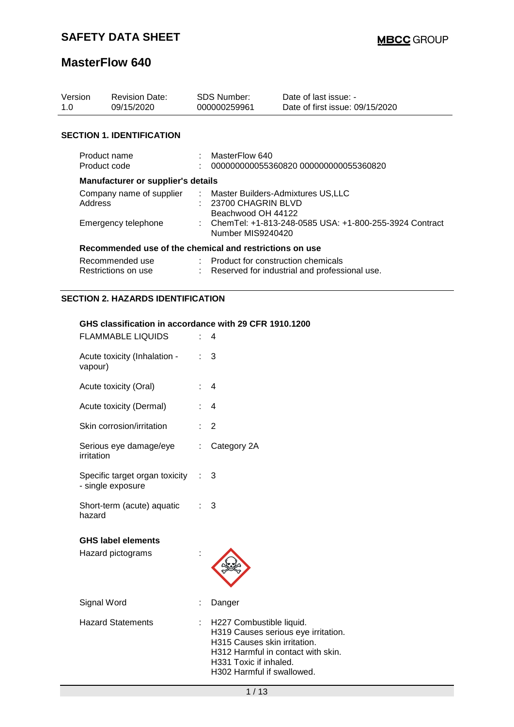# SAFETY DATA SHEET

# MasterFlow 640

| Version | Revision Date: | SDS Number: | Date of last issue: - |
|---|---|---|---|
| 1.0 | 09/15/2020 | 000000259961 | Date of first issue: 09/15/2020 |

## SECTION 1. IDENTIFICATION

| | | |
|---|---|---|
| Product name | : | MasterFlow 640 |
| Product code | : | 000000000055360820 000000000055360820 |

**Manufacturer or supplier's details**

| | | |
|---|---|---|
| Company name of supplier | : | Master Builders-Admixtures US,LLC |
| Address | : | 23700 CHAGRIN BLVD<br>Beachwood OH 44122 |
| Emergency telephone | : | ChemTel: +1-813-248-0585 USA: +1-800-255-3924 Contract Number MIS9240420 |

**Recommended use of the chemical and restrictions on use**

| | | |
|---|---|---|
| Recommended use | : | Product for construction chemicals |
| Restrictions on use | : | Reserved for industrial and professional use. |

## SECTION 2. HAZARDS IDENTIFICATION

**GHS classification in accordance with 29 CFR 1910.1200**

| | | |
|---|---|---|
| FLAMMABLE LIQUIDS | : | 4 |
| Acute toxicity (Inhalation - vapour) | : | 3 |
| Acute toxicity (Oral) | : | 4 |
| Acute toxicity (Dermal) | : | 4 |
| Skin corrosion/irritation | : | 2 |
| Serious eye damage/eye irritation | : | Category 2A |
| Specific target organ toxicity - single exposure | : | 3 |
| Short-term (acute) aquatic hazard | : | 3 |

**GHS label elements**

Hazard pictograms :

Signal Word : Danger

Hazard Statements :
H227 Combustible liquid.
H319 Causes serious eye irritation.
H315 Causes skin irritation.
H312 Harmful in contact with skin.
H331 Toxic if inhaled.
H302 Harmful if swallowed.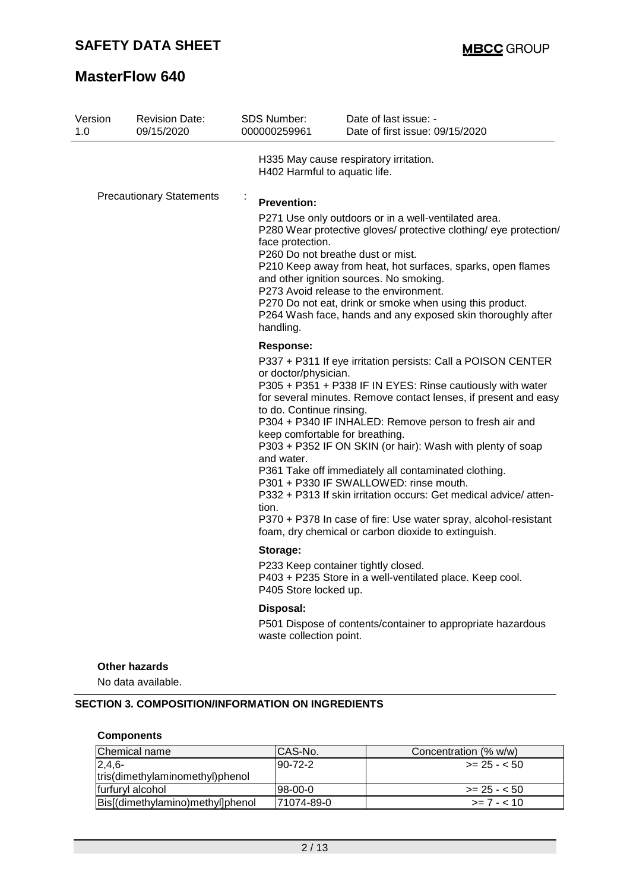H335 May cause respiratory irritation.
H402 Harmful to aquatic life.

Precautionary Statements :

**Prevention:**

P271 Use only outdoors or in a well-ventilated area.
P280 Wear protective gloves/ protective clothing/ eye protection/ face protection.
P260 Do not breathe dust or mist.
P210 Keep away from heat, hot surfaces, sparks, open flames and other ignition sources. No smoking.
P273 Avoid release to the environment.
P270 Do not eat, drink or smoke when using this product.
P264 Wash face, hands and any exposed skin thoroughly after handling.

**Response:**

P337 + P311 If eye irritation persists: Call a POISON CENTER or doctor/physician.
P305 + P351 + P338 IF IN EYES: Rinse cautiously with water for several minutes. Remove contact lenses, if present and easy to do. Continue rinsing.
P304 + P340 IF INHALED: Remove person to fresh air and keep comfortable for breathing.
P303 + P352 IF ON SKIN (or hair): Wash with plenty of soap and water.
P361 Take off immediately all contaminated clothing.
P301 + P330 IF SWALLOWED: rinse mouth.
P332 + P313 If skin irritation occurs: Get medical advice/ attention.
P370 + P378 In case of fire: Use water spray, alcohol-resistant foam, dry chemical or carbon dioxide to extinguish.

**Storage:**

P233 Keep container tightly closed.
P403 + P235 Store in a well-ventilated place. Keep cool.
P405 Store locked up.

**Disposal:**

P501 Dispose of contents/container to appropriate hazardous waste collection point.

**Other hazards**

No data available.

## SECTION 3. COMPOSITION/INFORMATION ON INGREDIENTS

**Components**

| Chemical name | CAS-No. | Concentration (% w/w) |
|---|---|---|
| 2,4,6-tris(dimethylaminomethyl)phenol | 90-72-2 | >= 25 - < 50 |
| furfuryl alcohol | 98-00-0 | >= 25 - < 50 |
| Bis[(dimethylamino)methyl]phenol | 71074-89-0 | >= 7 - < 10 |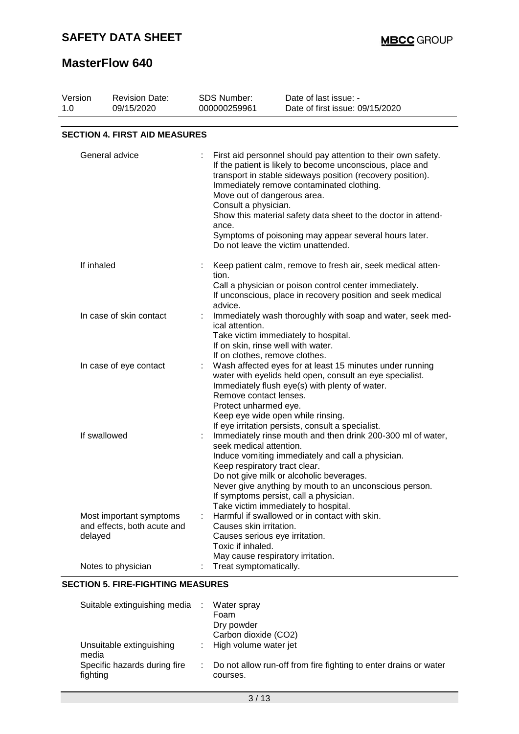| Version 1.0 | Revision Date: 09/15/2020 | SDS Number: 000000259961 | Date of last issue: - Date of first issue: 09/15/2020 |
|---|---|---|---|

## SECTION 4. FIRST AID MEASURES

| | |
|---|---|
| General advice | : First aid personnel should pay attention to their own safety. If the patient is likely to become unconscious, place and transport in stable sideways position (recovery position). Immediately remove contaminated clothing. Move out of dangerous area. Consult a physician. Show this material safety data sheet to the doctor in attendance. Symptoms of poisoning may appear several hours later. Do not leave the victim unattended. |
| If inhaled | : Keep patient calm, remove to fresh air, seek medical attention. Call a physician or poison control center immediately. If unconscious, place in recovery position and seek medical advice. |
| In case of skin contact | : Immediately wash thoroughly with soap and water, seek medical attention. Take victim immediately to hospital. If on skin, rinse well with water. If on clothes, remove clothes. |
| In case of eye contact | : Wash affected eyes for at least 15 minutes under running water with eyelids held open, consult an eye specialist. Immediately flush eye(s) with plenty of water. Remove contact lenses. Protect unharmed eye. Keep eye wide open while rinsing. If eye irritation persists, consult a specialist. |
| If swallowed | : Immediately rinse mouth and then drink 200-300 ml of water, seek medical attention. Induce vomiting immediately and call a physician. Keep respiratory tract clear. Do not give milk or alcoholic beverages. Never give anything by mouth to an unconscious person. If symptoms persist, call a physician. Take victim immediately to hospital. |
| Most important symptoms and effects, both acute and delayed | : Harmful if swallowed or in contact with skin. Causes skin irritation. Causes serious eye irritation. Toxic if inhaled. May cause respiratory irritation. |
| Notes to physician | : Treat symptomatically. |

## SECTION 5. FIRE-FIGHTING MEASURES

| | |
|---|---|
| Suitable extinguishing media | : Water spray<br>Foam<br>Dry powder<br>Carbon dioxide ($CO_2$) |
| Unsuitable extinguishing media | : High volume water jet |
| Specific hazards during fire fighting | : Do not allow run-off from fire fighting to enter drains or water courses. |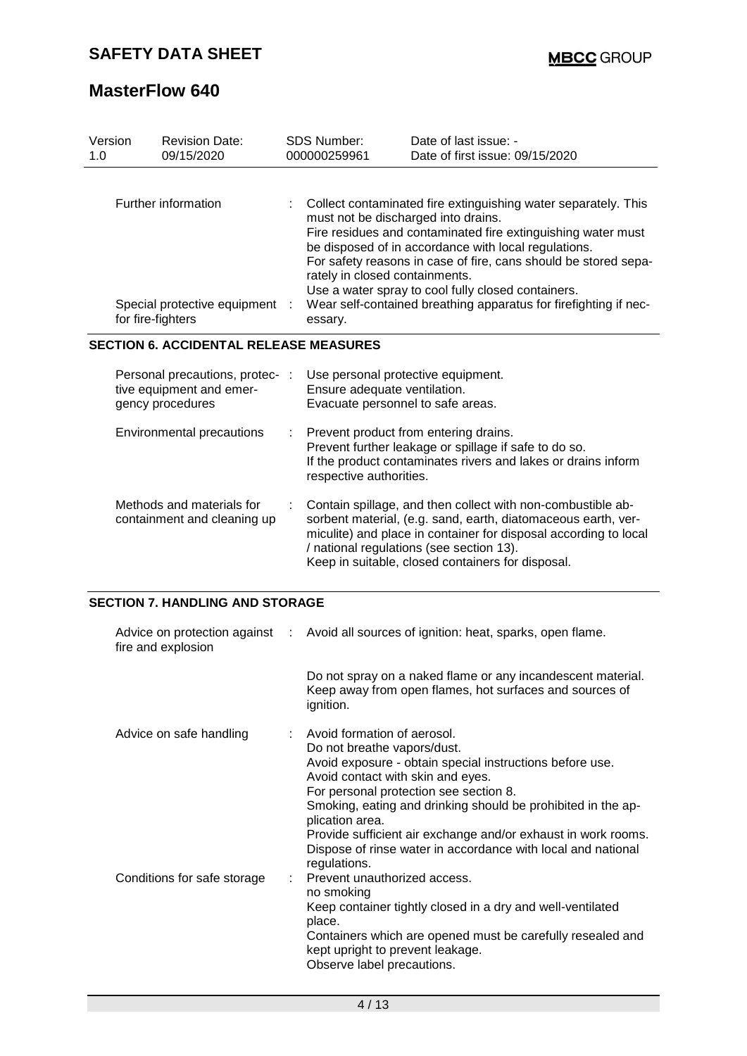| Version 1.0 | Revision Date: 09/15/2020 | SDS Number: 000000259961 | Date of last issue: - Date of first issue: 09/15/2020 |
|---|---|---|---|

| | |
|---|---|
| Further information | : Collect contaminated fire extinguishing water separately. This must not be discharged into drains. Fire residues and contaminated fire extinguishing water must be disposed of in accordance with local regulations. For safety reasons in case of fire, cans should be stored separately in closed containments. Use a water spray to cool fully closed containers. |
| Special protective equipment for fire-fighters | : Wear self-contained breathing apparatus for firefighting if necessary. |

## SECTION 6. ACCIDENTAL RELEASE MEASURES

| | |
|---|---|
| Personal precautions, protective equipment and emergency procedures | : Use personal protective equipment. Ensure adequate ventilation. Evacuate personnel to safe areas. |
| Environmental precautions | : Prevent product from entering drains. Prevent further leakage or spillage if safe to do so. If the product contaminates rivers and lakes or drains inform respective authorities. |
| Methods and materials for containment and cleaning up | : Contain spillage, and then collect with non-combustible absorbent material, (e.g. sand, earth, diatomaceous earth, vermiculite) and place in container for disposal according to local / national regulations (see section 13). Keep in suitable, closed containers for disposal. |

## SECTION 7. HANDLING AND STORAGE

| | |
|---|---|
| Advice on protection against fire and explosion | : Avoid all sources of ignition: heat, sparks, open flame. Do not spray on a naked flame or any incandescent material. Keep away from open flames, hot surfaces and sources of ignition. |
| Advice on safe handling | : Avoid formation of aerosol. Do not breathe vapors/dust. Avoid exposure - obtain special instructions before use. Avoid contact with skin and eyes. For personal protection see section 8. Smoking, eating and drinking should be prohibited in the application area. Provide sufficient air exchange and/or exhaust in work rooms. Dispose of rinse water in accordance with local and national regulations. |
| Conditions for safe storage | : Prevent unauthorized access. no smoking Keep container tightly closed in a dry and well-ventilated place. Containers which are opened must be carefully resealed and kept upright to prevent leakage. Observe label precautions. |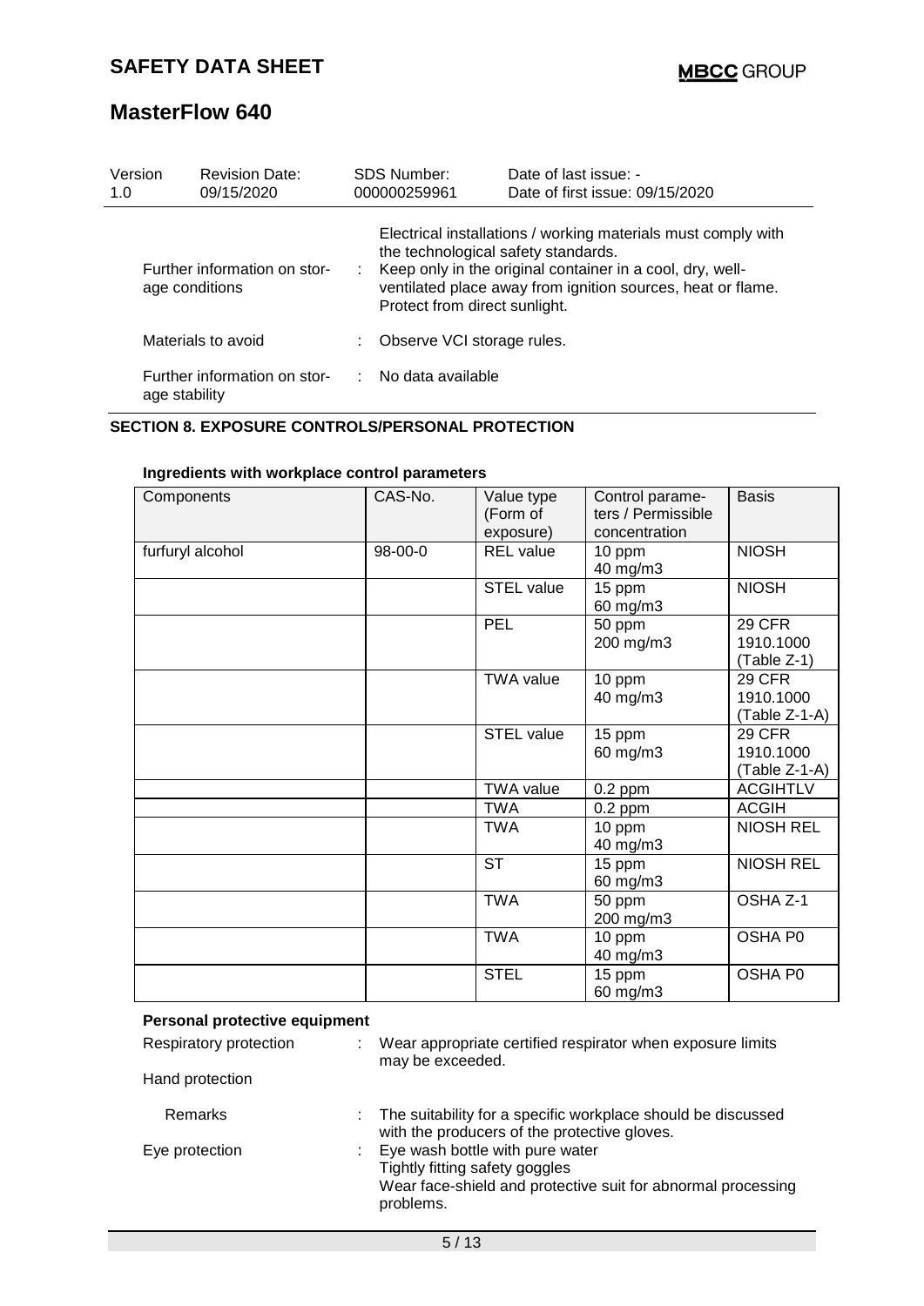| Version | Revision Date: | SDS Number: | Date of last issue: - |
|---|---|---|---|
| 1.0 | 09/15/2020 | 000000259961 | Date of first issue: 09/15/2020 |

Electrical installations / working materials must comply with the technological safety standards.

Further information on storage conditions : Keep only in the original container in a cool, dry, well-ventilated place away from ignition sources, heat or flame. Protect from direct sunlight.

Materials to avoid : Observe VCI storage rules.

Further information on storage stability : No data available

## SECTION 8. EXPOSURE CONTROLS/PERSONAL PROTECTION

**Ingredients with workplace control parameters**

| Components | CAS-No. | Value type (Form of exposure) | Control parameters / Permissible concentration | Basis |
|---|---|---|---|---|
| furfuryl alcohol | 98-00-0 | REL value | 10 ppm<br>40 mg/m3 | NIOSH |
| | | STEL value | 15 ppm<br>60 mg/m3 | NIOSH |
| | | PEL | 50 ppm<br>200 mg/m3 | 29 CFR 1910.1000 (Table Z-1) |
| | | TWA value | 10 ppm<br>40 mg/m3 | 29 CFR 1910.1000 (Table Z-1-A) |
| | | STEL value | 15 ppm<br>60 mg/m3 | 29 CFR 1910.1000 (Table Z-1-A) |
| | | TWA value | 0.2 ppm | ACGIHTLV |
| | | TWA | 0.2 ppm | ACGIH |
| | | TWA | 10 ppm<br>40 mg/m3 | NIOSH REL |
| | | ST | 15 ppm<br>60 mg/m3 | NIOSH REL |
| | | TWA | 50 ppm<br>200 mg/m3 | OSHA Z-1 |
| | | TWA | 10 ppm<br>40 mg/m3 | OSHA P0 |
| | | STEL | 15 ppm<br>60 mg/m3 | OSHA P0 |

**Personal protective equipment**

Respiratory protection : Wear appropriate certified respirator when exposure limits may be exceeded.

Hand protection

Remarks : The suitability for a specific workplace should be discussed with the producers of the protective gloves.

Eye protection : Eye wash bottle with pure water
Tightly fitting safety goggles
Wear face-shield and protective suit for abnormal processing problems.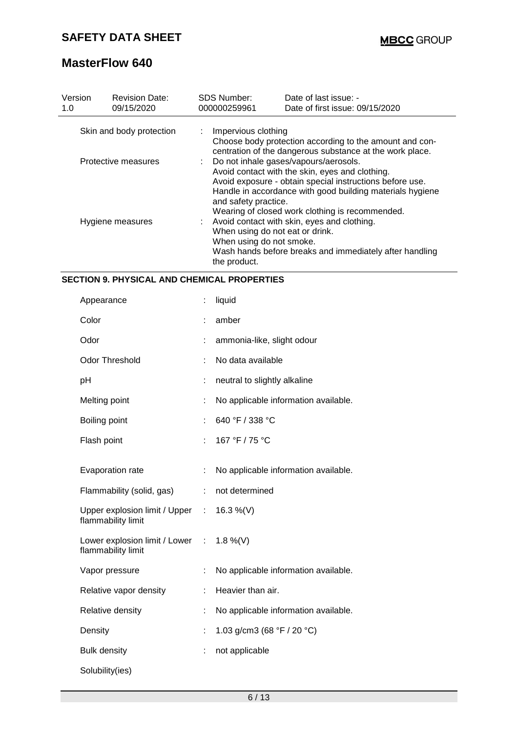| Version 1.0 | Revision Date: 09/15/2020 | SDS Number: 000000259961 | Date of last issue: - Date of first issue: 09/15/2020 |
|---|---|---|---|

| | | |
|---|---|---|
| Skin and body protection | : | Impervious clothing<br>Choose body protection according to the amount and concentration of the dangerous substance at the work place. |
| Protective measures | : | Do not inhale gases/vapours/aerosols.<br>Avoid contact with the skin, eyes and clothing.<br>Avoid exposure - obtain special instructions before use.<br>Handle in accordance with good building materials hygiene and safety practice.<br>Wearing of closed work clothing is recommended. |
| Hygiene measures | : | Avoid contact with skin, eyes and clothing.<br>When using do not eat or drink.<br>When using do not smoke.<br>Wash hands before breaks and immediately after handling the product. |

## SECTION 9. PHYSICAL AND CHEMICAL PROPERTIES

| | | |
|---|---|---|
| Appearance | : | liquid |
| Color | : | amber |
| Odor | : | ammonia-like, slight odour |
| Odor Threshold | : | No data available |
| pH | : | neutral to slightly alkaline |
| Melting point | : | No applicable information available. |
| Boiling point | : | 640 °F / 338 °C |
| Flash point | : | 167 °F / 75 °C |
| Evaporation rate | : | No applicable information available. |
| Flammability (solid, gas) | : | not determined |
| Upper explosion limit / Upper flammability limit | : | 16.3 %(V) |
| Lower explosion limit / Lower flammability limit | : | 1.8 %(V) |
| Vapor pressure | : | No applicable information available. |
| Relative vapor density | : | Heavier than air. |
| Relative density | : | No applicable information available. |
| Density | : | 1.03 g/cm3 (68 °F / 20 °C) |
| Bulk density | : | not applicable |
| Solubility(ies) | | |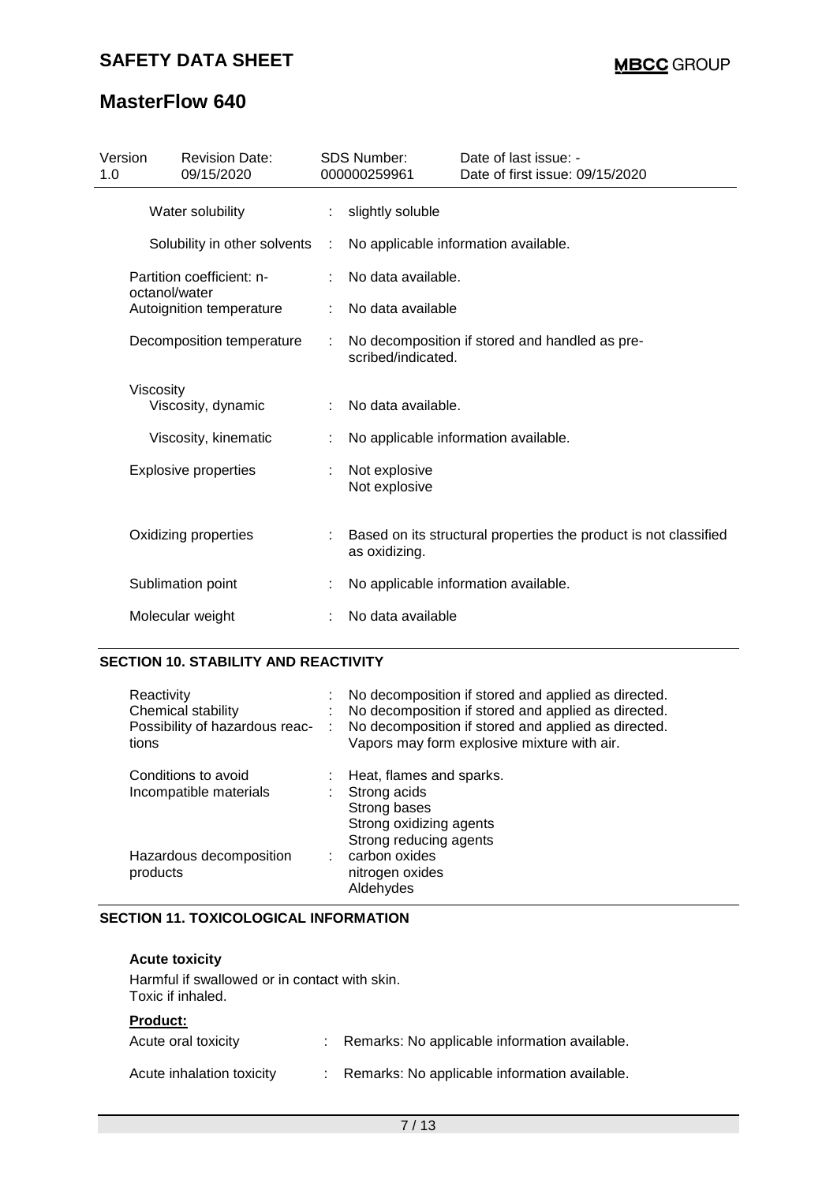| Version 1.0 | Revision Date: 09/15/2020 | SDS Number: 000000259961 | Date of last issue: - Date of first issue: 09/15/2020 |
|---|---|---|---|

| Property | | Value |
|---|---|---|
| Water solubility | : | slightly soluble |
| Solubility in other solvents | : | No applicable information available. |
| Partition coefficient: n-octanol/water | : | No data available. |
| Autoignition temperature | : | No data available |
| Decomposition temperature | : | No decomposition if stored and handled as pre-scribed/indicated. |
| Viscosity | | |
| Viscosity, dynamic | : | No data available. |
| Viscosity, kinematic | : | No applicable information available. |
| Explosive properties | : | Not explosive<br>Not explosive |
| Oxidizing properties | : | Based on its structural properties the product is not classified as oxidizing. |
| Sublimation point | : | No applicable information available. |
| Molecular weight | : | No data available |

## SECTION 10. STABILITY AND REACTIVITY

| Property | | Value |
|---|---|---|
| Reactivity | : | No decomposition if stored and applied as directed. |
| Chemical stability | : | No decomposition if stored and applied as directed. |
| Possibility of hazardous reactions | : | No decomposition if stored and applied as directed.<br>Vapors may form explosive mixture with air. |
| Conditions to avoid | : | Heat, flames and sparks. |
| Incompatible materials | : | Strong acids<br>Strong bases<br>Strong oxidizing agents<br>Strong reducing agents |
| Hazardous decomposition products | : | carbon oxides<br>nitrogen oxides<br>Aldehydes |

## SECTION 11. TOXICOLOGICAL INFORMATION

**Acute toxicity**

Harmful if swallowed or in contact with skin.
Toxic if inhaled.

**Product:**

| Property | | Value |
|---|---|---|
| Acute oral toxicity | : | Remarks: No applicable information available. |
| Acute inhalation toxicity | : | Remarks: No applicable information available. |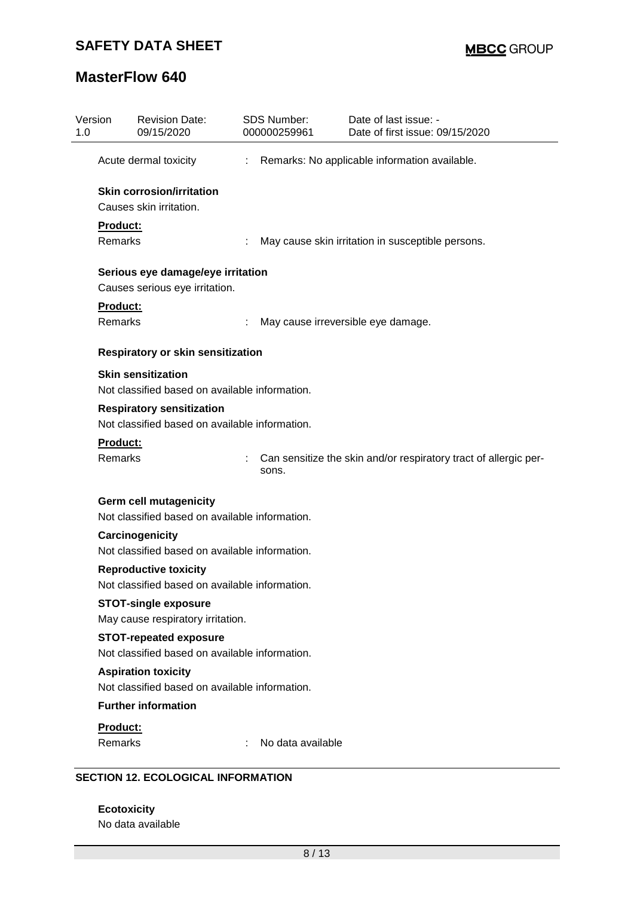Acute dermal toxicity : Remarks: No applicable information available.

**Skin corrosion/irritation**

Causes skin irritation.

**Product:**

Remarks : May cause skin irritation in susceptible persons.

**Serious eye damage/eye irritation**

Causes serious eye irritation.

**Product:**

Remarks : May cause irreversible eye damage.

**Respiratory or skin sensitization**

**Skin sensitization**

Not classified based on available information.

**Respiratory sensitization**

Not classified based on available information.

**Product:**

Remarks : Can sensitize the skin and/or respiratory tract of allergic persons.

**Germ cell mutagenicity**

Not classified based on available information.

**Carcinogenicity**

Not classified based on available information.

**Reproductive toxicity**

Not classified based on available information.

**STOT-single exposure**

May cause respiratory irritation.

**STOT-repeated exposure**

Not classified based on available information.

**Aspiration toxicity**

Not classified based on available information.

**Further information**

**Product:**

Remarks : No data available

## SECTION 12. ECOLOGICAL INFORMATION

**Ecotoxicity**

No data available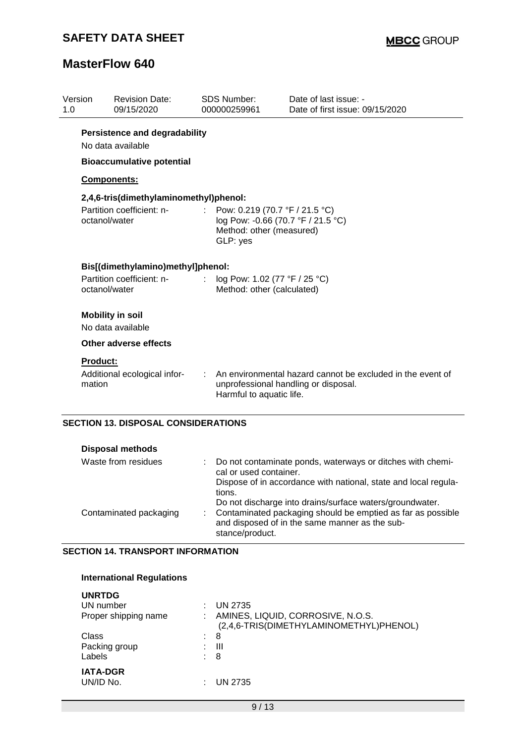**Persistence and degradability**

No data available

**Bioaccumulative potential**

**Components:**

**2,4,6-tris(dimethylaminomethyl)phenol:**

| | | |
|---|---|---|
| Partition coefficient: n-octanol/water | : | Pow: 0.219 (70.7 °F / 21.5 °C)<br>log Pow: -0.66 (70.7 °F / 21.5 °C)<br>Method: other (measured)<br>GLP: yes |

**Bis[(dimethylamino)methyl]phenol:**

| | | |
|---|---|---|
| Partition coefficient: n-octanol/water | : | log Pow: 1.02 (77 °F / 25 °C)<br>Method: other (calculated) |

**Mobility in soil**

No data available

**Other adverse effects**

**Product:**

| | | |
|---|---|---|
| Additional ecological information | : | An environmental hazard cannot be excluded in the event of unprofessional handling or disposal.<br>Harmful to aquatic life. |

## SECTION 13. DISPOSAL CONSIDERATIONS

**Disposal methods**

| | | |
|---|---|---|
| Waste from residues | : | Do not contaminate ponds, waterways or ditches with chemical or used container.<br>Dispose of in accordance with national, state and local regulations.<br>Do not discharge into drains/surface waters/groundwater. |
| Contaminated packaging | : | Contaminated packaging should be emptied as far as possible and disposed of in the same manner as the substance/product. |

## SECTION 14. TRANSPORT INFORMATION

**International Regulations**

**UNRTDG**

| | | |
|---|---|---|
| UN number | : | UN 2735 |
| Proper shipping name | : | AMINES, LIQUID, CORROSIVE, N.O.S.<br>(2,4,6-TRIS(DIMETHYLAMINOMETHYL)PHENOL) |
| Class | : | 8 |
| Packing group | : | III |
| Labels | : | 8 |

**IATA-DGR**

| | | |
|---|---|---|
| UN/ID No. | : | UN 2735 |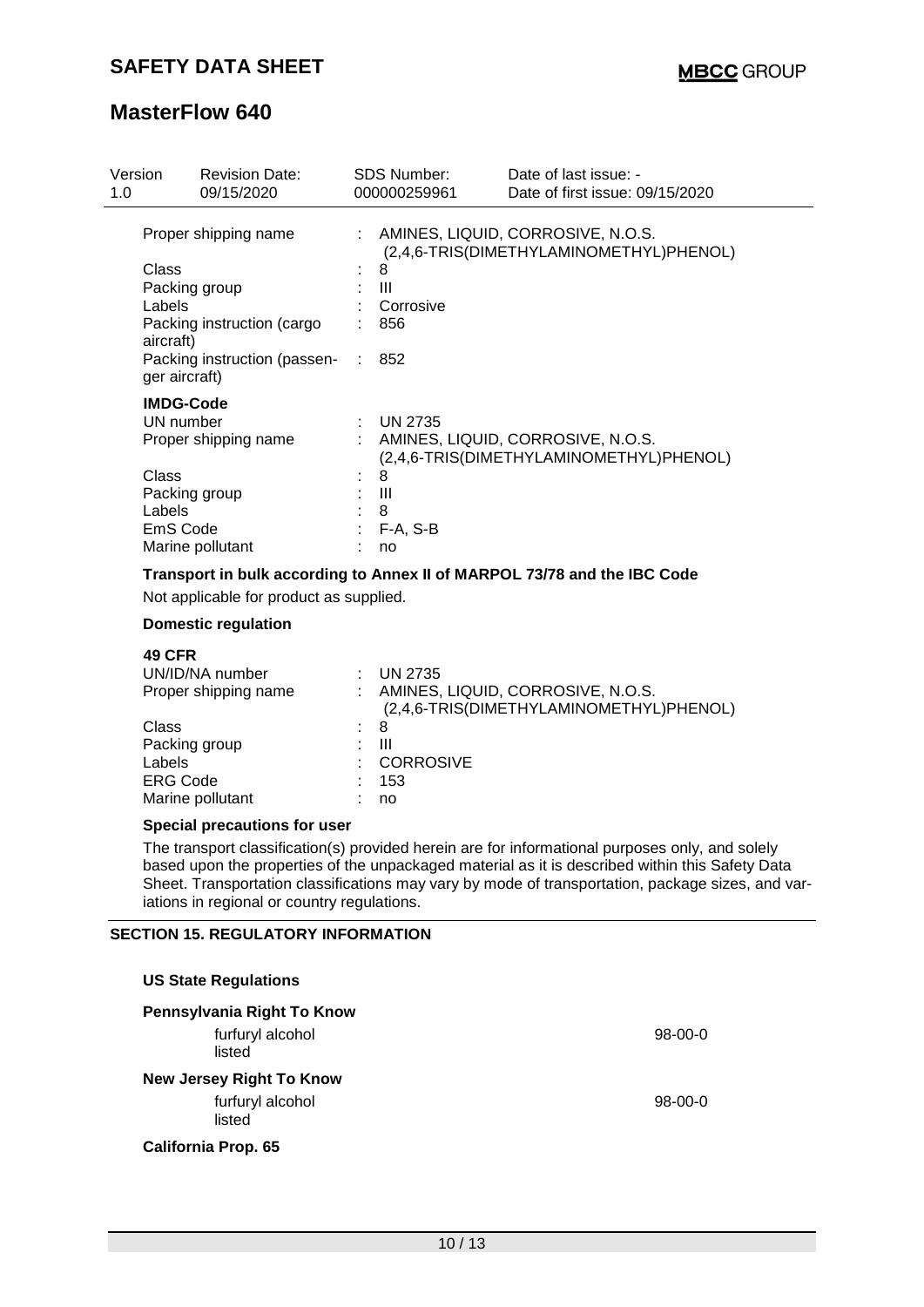| | | |
|---|---|---|
| Proper shipping name | : | AMINES, LIQUID, CORROSIVE, N.O.S. (2,4,6-TRIS(DIMETHYLAMINOMETHYL)PHENOL) |
| Class | : | 8 |
| Packing group | : | III |
| Labels | : | Corrosive |
| Packing instruction (cargo aircraft) | : | 856 |
| Packing instruction (passenger aircraft) | : | 852 |

**IMDG-Code**

| | | |
|---|---|---|
| UN number | : | UN 2735 |
| Proper shipping name | : | AMINES, LIQUID, CORROSIVE, N.O.S. (2,4,6-TRIS(DIMETHYLAMINOMETHYL)PHENOL) |
| Class | : | 8 |
| Packing group | : | III |
| Labels | : | 8 |
| EmS Code | : | F-A, S-B |
| Marine pollutant | : | no |

**Transport in bulk according to Annex II of MARPOL 73/78 and the IBC Code**

Not applicable for product as supplied.

**Domestic regulation**

**49 CFR**

| | | |
|---|---|---|
| UN/ID/NA number | : | UN 2735 |
| Proper shipping name | : | AMINES, LIQUID, CORROSIVE, N.O.S. (2,4,6-TRIS(DIMETHYLAMINOMETHYL)PHENOL) |
| Class | : | 8 |
| Packing group | : | III |
| Labels | : | CORROSIVE |
| ERG Code | : | 153 |
| Marine pollutant | : | no |

**Special precautions for user**

The transport classification(s) provided herein are for informational purposes only, and solely based upon the properties of the unpackaged material as it is described within this Safety Data Sheet. Transportation classifications may vary by mode of transportation, package sizes, and variations in regional or country regulations.

## SECTION 15. REGULATORY INFORMATION

**US State Regulations**

**Pennsylvania Right To Know**

| | |
|---|---|
| furfuryl alcohol listed | 98-00-0 |

**New Jersey Right To Know**

| | |
|---|---|
| furfuryl alcohol listed | 98-00-0 |

**California Prop. 65**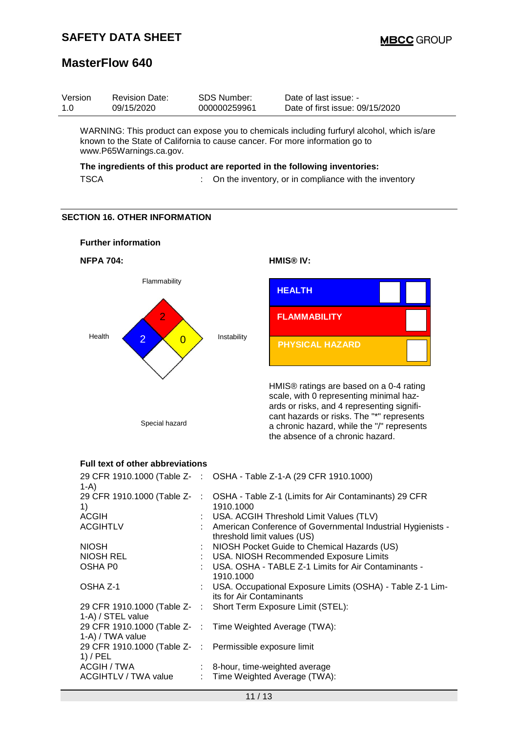WARNING: This product can expose you to chemicals including furfuryl alcohol, which is/are known to the State of California to cause cancer. For more information go to www.P65Warnings.ca.gov.

**The ingredients of this product are reported in the following inventories:**

TSCA : On the inventory, or in compliance with the inventory

## SECTION 16. OTHER INFORMATION

**Further information**

**NFPA 704:**

Flammability: 2
Health: 2
Instability: 0
Special hazard:

**HMIS® IV:**

| HEALTH | |
|---|---|
| FLAMMABILITY | |
| PHYSICAL HAZARD | |

HMIS® ratings are based on a 0-4 rating scale, with 0 representing minimal hazards or risks, and 4 representing significant hazards or risks. The "*" represents a chronic hazard, while the "/" represents the absence of a chronic hazard.

**Full text of other abbreviations**

| | |
|---|---|
| 29 CFR 1910.1000 (Table Z-1-A) | OSHA - Table Z-1-A (29 CFR 1910.1000) |
| 29 CFR 1910.1000 (Table Z-1) | OSHA - Table Z-1 (Limits for Air Contaminants) 29 CFR 1910.1000 |
| ACGIH | USA. ACGIH Threshold Limit Values (TLV) |
| ACGIHTLV | American Conference of Governmental Industrial Hygienists - threshold limit values (US) |
| NIOSH | NIOSH Pocket Guide to Chemical Hazards (US) |
| NIOSH REL | USA. NIOSH Recommended Exposure Limits |
| OSHA P0 | USA. OSHA - TABLE Z-1 Limits for Air Contaminants - 1910.1000 |
| OSHA Z-1 | USA. Occupational Exposure Limits (OSHA) - Table Z-1 Limits for Air Contaminants |
| 29 CFR 1910.1000 (Table Z-1-A) / STEL value | Short Term Exposure Limit (STEL): |
| 29 CFR 1910.1000 (Table Z-1-A) / TWA value | Time Weighted Average (TWA): |
| 29 CFR 1910.1000 (Table Z-1) / PEL | Permissible exposure limit |
| ACGIH / TWA | 8-hour, time-weighted average |
| ACGIHTLV / TWA value | Time Weighted Average (TWA): |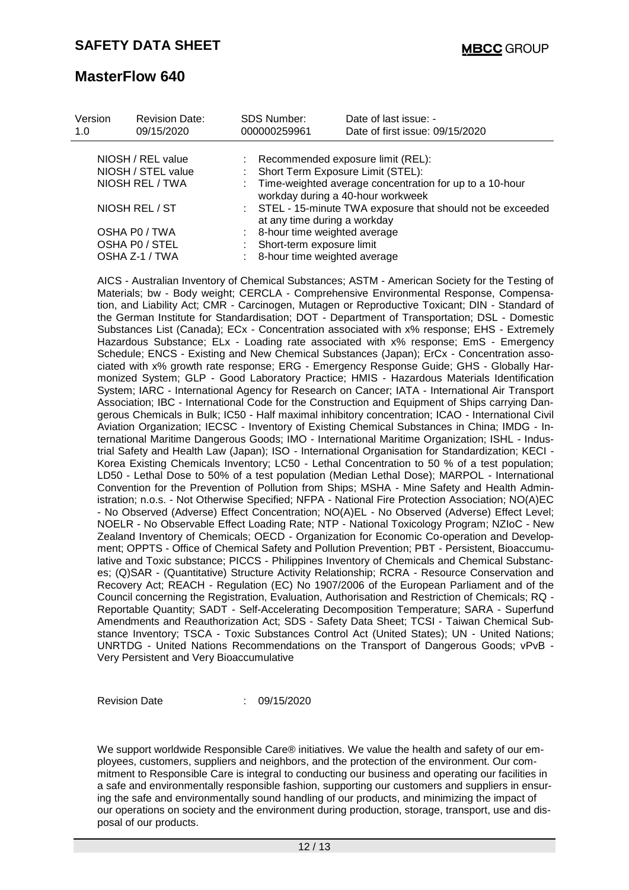| Version | Revision Date: | SDS Number: | Date of last issue: - |
|---|---|---|---|
| 1.0 | 09/15/2020 | 000000259961 | Date of first issue: 09/15/2020 |

| | | |
|---|---|---|
| NIOSH / REL value | : | Recommended exposure limit (REL): |
| NIOSH / STEL value | : | Short Term Exposure Limit (STEL): |
| NIOSH REL / TWA | : | Time-weighted average concentration for up to a 10-hour workday during a 40-hour workweek |
| NIOSH REL / ST | : | STEL - 15-minute TWA exposure that should not be exceeded at any time during a workday |
| OSHA P0 / TWA | : | 8-hour time weighted average |
| OSHA P0 / STEL | : | Short-term exposure limit |
| OSHA Z-1 / TWA | : | 8-hour time weighted average |

AICS - Australian Inventory of Chemical Substances; ASTM - American Society for the Testing of Materials; bw - Body weight; CERCLA - Comprehensive Environmental Response, Compensation, and Liability Act; CMR - Carcinogen, Mutagen or Reproductive Toxicant; DIN - Standard of the German Institute for Standardisation; DOT - Department of Transportation; DSL - Domestic Substances List (Canada); ECx - Concentration associated with x% response; EHS - Extremely Hazardous Substance; ELx - Loading rate associated with x% response; EmS - Emergency Schedule; ENCS - Existing and New Chemical Substances (Japan); ErCx - Concentration associated with x% growth rate response; ERG - Emergency Response Guide; GHS - Globally Harmonized System; GLP - Good Laboratory Practice; HMIS - Hazardous Materials Identification System; IARC - International Agency for Research on Cancer; IATA - International Air Transport Association; IBC - International Code for the Construction and Equipment of Ships carrying Dangerous Chemicals in Bulk; IC50 - Half maximal inhibitory concentration; ICAO - International Civil Aviation Organization; IECSC - Inventory of Existing Chemical Substances in China; IMDG - International Maritime Dangerous Goods; IMO - International Maritime Organization; ISHL - Industrial Safety and Health Law (Japan); ISO - International Organisation for Standardization; KECI - Korea Existing Chemicals Inventory; LC50 - Lethal Concentration to 50 % of a test population; LD50 - Lethal Dose to 50% of a test population (Median Lethal Dose); MARPOL - International Convention for the Prevention of Pollution from Ships; MSHA - Mine Safety and Health Administration; n.o.s. - Not Otherwise Specified; NFPA - National Fire Protection Association; NO(A)EC - No Observed (Adverse) Effect Concentration; NO(A)EL - No Observed (Adverse) Effect Level; NOELR - No Observable Effect Loading Rate; NTP - National Toxicology Program; NZIoC - New Zealand Inventory of Chemicals; OECD - Organization for Economic Co-operation and Development; OPPTS - Office of Chemical Safety and Pollution Prevention; PBT - Persistent, Bioaccumulative and Toxic substance; PICCS - Philippines Inventory of Chemicals and Chemical Substances; (Q)SAR - (Quantitative) Structure Activity Relationship; RCRA - Resource Conservation and Recovery Act; REACH - Regulation (EC) No 1907/2006 of the European Parliament and of the Council concerning the Registration, Evaluation, Authorisation and Restriction of Chemicals; RQ - Reportable Quantity; SADT - Self-Accelerating Decomposition Temperature; SARA - Superfund Amendments and Reauthorization Act; SDS - Safety Data Sheet; TCSI - Taiwan Chemical Substance Inventory; TSCA - Toxic Substances Control Act (United States); UN - United Nations; UNRTDG - United Nations Recommendations on the Transport of Dangerous Goods; vPvB - Very Persistent and Very Bioaccumulative

Revision Date : 09/15/2020

We support worldwide Responsible Care® initiatives. We value the health and safety of our employees, customers, suppliers and neighbors, and the protection of the environment. Our commitment to Responsible Care is integral to conducting our business and operating our facilities in a safe and environmentally responsible fashion, supporting our customers and suppliers in ensuring the safe and environmentally sound handling of our products, and minimizing the impact of our operations on society and the environment during production, storage, transport, use and disposal of our products.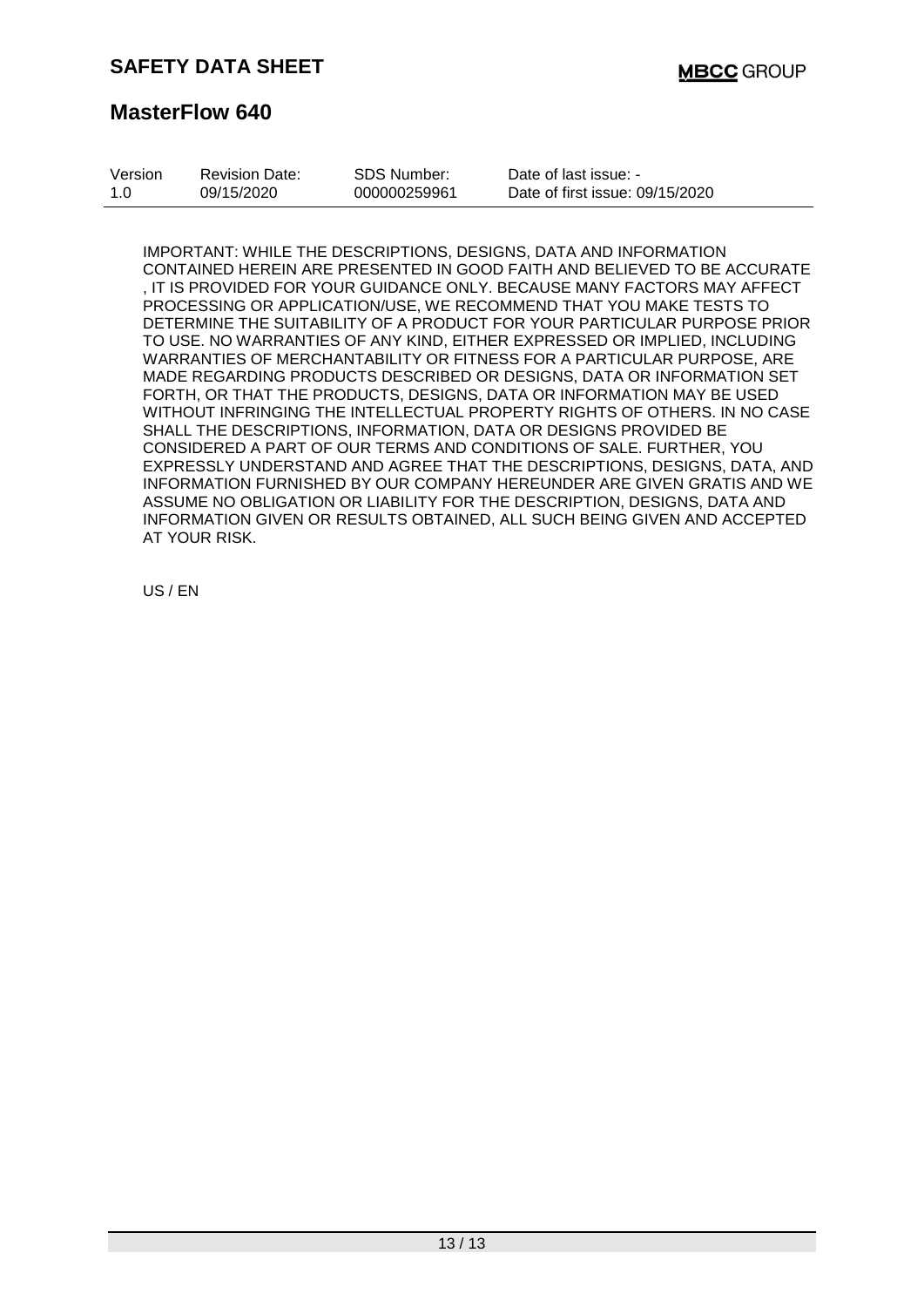IMPORTANT: WHILE THE DESCRIPTIONS, DESIGNS, DATA AND INFORMATION CONTAINED HEREIN ARE PRESENTED IN GOOD FAITH AND BELIEVED TO BE ACCURATE , IT IS PROVIDED FOR YOUR GUIDANCE ONLY. BECAUSE MANY FACTORS MAY AFFECT PROCESSING OR APPLICATION/USE, WE RECOMMEND THAT YOU MAKE TESTS TO DETERMINE THE SUITABILITY OF A PRODUCT FOR YOUR PARTICULAR PURPOSE PRIOR TO USE. NO WARRANTIES OF ANY KIND, EITHER EXPRESSED OR IMPLIED, INCLUDING WARRANTIES OF MERCHANTABILITY OR FITNESS FOR A PARTICULAR PURPOSE, ARE MADE REGARDING PRODUCTS DESCRIBED OR DESIGNS, DATA OR INFORMATION SET FORTH, OR THAT THE PRODUCTS, DESIGNS, DATA OR INFORMATION MAY BE USED WITHOUT INFRINGING THE INTELLECTUAL PROPERTY RIGHTS OF OTHERS. IN NO CASE SHALL THE DESCRIPTIONS, INFORMATION, DATA OR DESIGNS PROVIDED BE CONSIDERED A PART OF OUR TERMS AND CONDITIONS OF SALE. FURTHER, YOU EXPRESSLY UNDERSTAND AND AGREE THAT THE DESCRIPTIONS, DESIGNS, DATA, AND INFORMATION FURNISHED BY OUR COMPANY HEREUNDER ARE GIVEN GRATIS AND WE ASSUME NO OBLIGATION OR LIABILITY FOR THE DESCRIPTION, DESIGNS, DATA AND INFORMATION GIVEN OR RESULTS OBTAINED, ALL SUCH BEING GIVEN AND ACCEPTED AT YOUR RISK.

US / EN